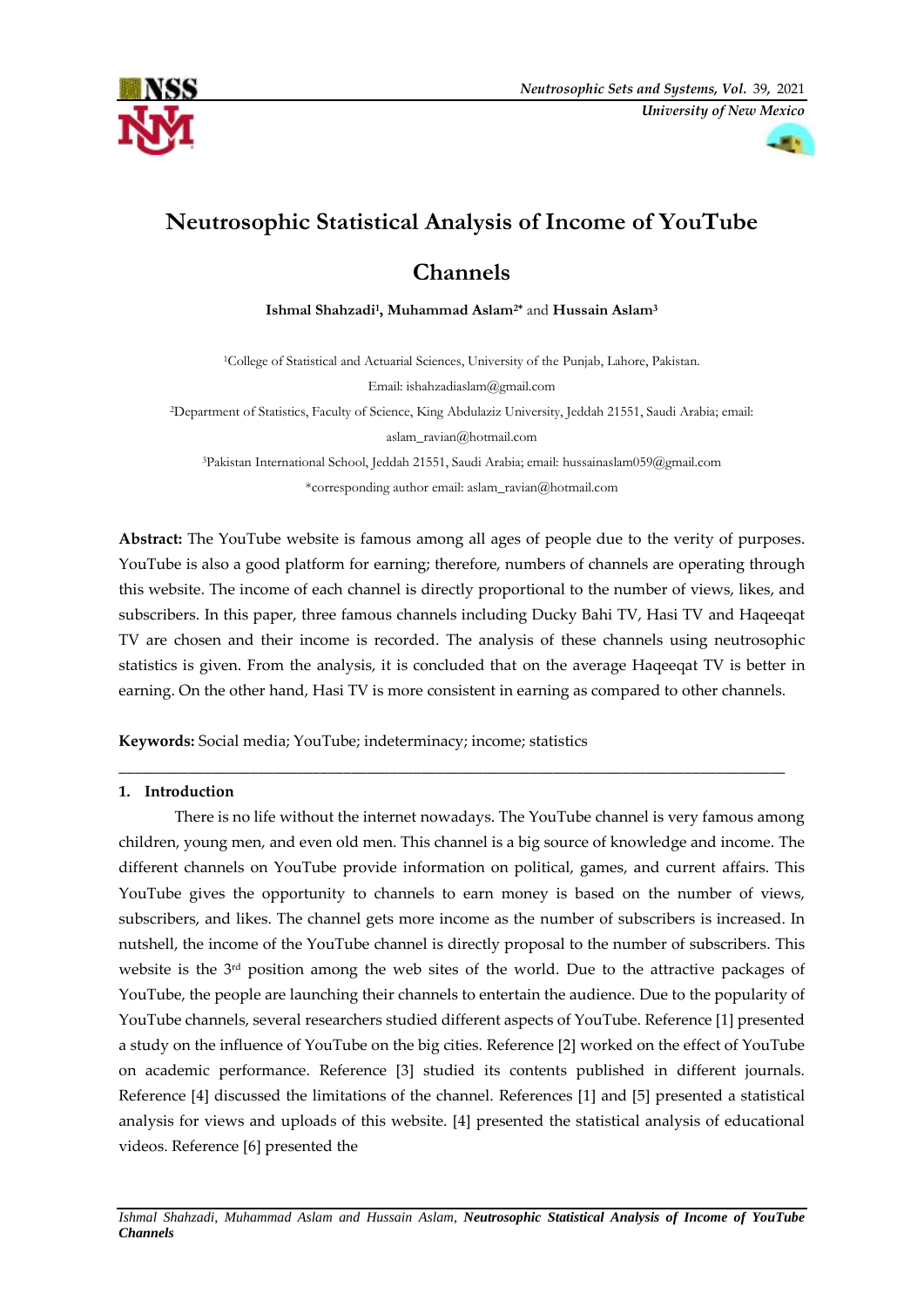# Neutrosophic Statistical Analysis of Income of YouTube Channels

**Ishmal Shahzadi[1], Muhammad Aslam[2*] and Hussain Aslam[3]**

[1]College of Statistical and Actuarial Sciences, University of the Punjab, Lahore, Pakistan. Email: ishahzadiaslam@gmail.com

[2]Department of Statistics, Faculty of Science, King Abdulaziz University, Jeddah 21551, Saudi Arabia; email: aslam_ravian@hotmail.com

[3]Pakistan International School, Jeddah 21551, Saudi Arabia; email: hussainaslam059@gmail.com

*corresponding author email: aslam_ravian@hotmail.com

**Abstract:** The YouTube website is famous among all ages of people due to the verity of purposes. YouTube is also a good platform for earning; therefore, numbers of channels are operating through this website. The income of each channel is directly proportional to the number of views, likes, and subscribers. In this paper, three famous channels including Ducky Bahi TV, Hasi TV and Haqeeqat TV are chosen and their income is recorded. The analysis of these channels using neutrosophic statistics is given. From the analysis, it is concluded that on the average Haqeeqat TV is better in earning. On the other hand, Hasi TV is more consistent in earning as compared to other channels.

**Keywords:** Social media; YouTube; indeterminacy; income; statistics

---

## 1. Introduction

There is no life without the internet nowadays. The YouTube channel is very famous among children, young men, and even old men. This channel is a big source of knowledge and income. The different channels on YouTube provide information on political, games, and current affairs. This YouTube gives the opportunity to channels to earn money is based on the number of views, subscribers, and likes. The channel gets more income as the number of subscribers is increased. In nutshell, the income of the YouTube channel is directly proposal to the number of subscribers. This website is the 3rd position among the web sites of the world. Due to the attractive packages of YouTube, the people are launching their channels to entertain the audience. Due to the popularity of YouTube channels, several researchers studied different aspects of YouTube. Reference [1] presented a study on the influence of YouTube on the big cities. Reference [2] worked on the effect of YouTube on academic performance. Reference [3] studied its contents published in different journals. Reference [4] discussed the limitations of the channel. References [1] and [5] presented a statistical analysis for views and uploads of this website. [4] presented the statistical analysis of educational videos. Reference [6] presented the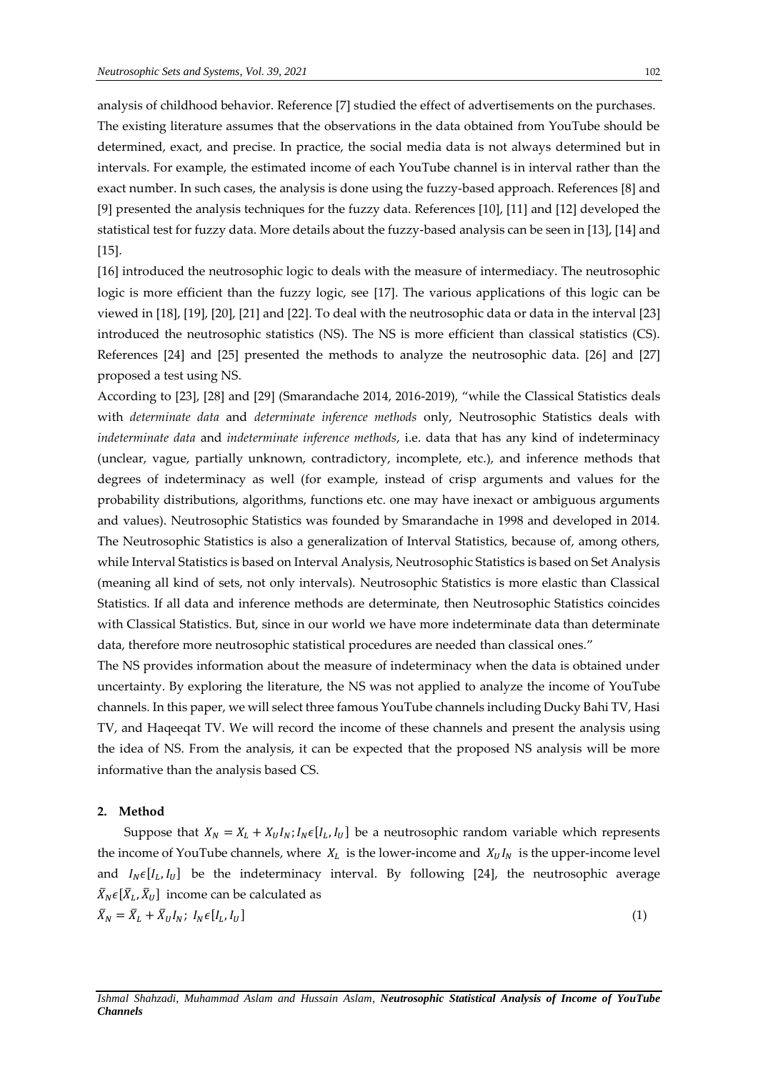analysis of childhood behavior. Reference [7] studied the effect of advertisements on the purchases. The existing literature assumes that the observations in the data obtained from YouTube should be determined, exact, and precise. In practice, the social media data is not always determined but in intervals. For example, the estimated income of each YouTube channel is in interval rather than the exact number. In such cases, the analysis is done using the fuzzy-based approach. References [8] and [9] presented the analysis techniques for the fuzzy data. References [10], [11] and [12] developed the statistical test for fuzzy data. More details about the fuzzy-based analysis can be seen in [13], [14] and [15].

[16] introduced the neutrosophic logic to deals with the measure of intermediacy. The neutrosophic logic is more efficient than the fuzzy logic, see [17]. The various applications of this logic can be viewed in [18], [19], [20], [21] and [22]. To deal with the neutrosophic data or data in the interval [23] introduced the neutrosophic statistics (NS). The NS is more efficient than classical statistics (CS). References [24] and [25] presented the methods to analyze the neutrosophic data. [26] and [27] proposed a test using NS.

According to [23], [28] and [29] (Smarandache 2014, 2016-2019), "while the Classical Statistics deals with *determinate data* and *determinate inference methods* only, Neutrosophic Statistics deals with *indeterminate data* and *indeterminate inference methods*, i.e. data that has any kind of indeterminacy (unclear, vague, partially unknown, contradictory, incomplete, etc.), and inference methods that degrees of indeterminacy as well (for example, instead of crisp arguments and values for the probability distributions, algorithms, functions etc. one may have inexact or ambiguous arguments and values). Neutrosophic Statistics was founded by Smarandache in 1998 and developed in 2014. The Neutrosophic Statistics is also a generalization of Interval Statistics, because of, among others, while Interval Statistics is based on Interval Analysis, Neutrosophic Statistics is based on Set Analysis (meaning all kind of sets, not only intervals). Neutrosophic Statistics is more elastic than Classical Statistics. If all data and inference methods are determinate, then Neutrosophic Statistics coincides with Classical Statistics. But, since in our world we have more indeterminate data than determinate data, therefore more neutrosophic statistical procedures are needed than classical ones."

The NS provides information about the measure of indeterminacy when the data is obtained under uncertainty. By exploring the literature, the NS was not applied to analyze the income of YouTube channels. In this paper, we will select three famous YouTube channels including Ducky Bahi TV, Hasi TV, and Haqeeqat TV. We will record the income of these channels and present the analysis using the idea of NS. From the analysis, it can be expected that the proposed NS analysis will be more informative than the analysis based CS.

## 2. Method

Suppose that $X_N = X_L + X_U I_N; I_N \epsilon [I_L, I_U]$ be a neutrosophic random variable which represents the income of YouTube channels, where $X_L$ is the lower-income and $X_U I_N$ is the upper-income level and $I_N \epsilon [I_L, I_U]$ be the indeterminacy interval. By following [24], the neutrosophic average $\bar{X}_N \epsilon [\bar{X}_L, \bar{X}_U]$ income can be calculated as

$$\bar{X}_N = \bar{X}_L + \bar{X}_U I_N;\ I_N \epsilon [I_L, I_U] \quad (1)$$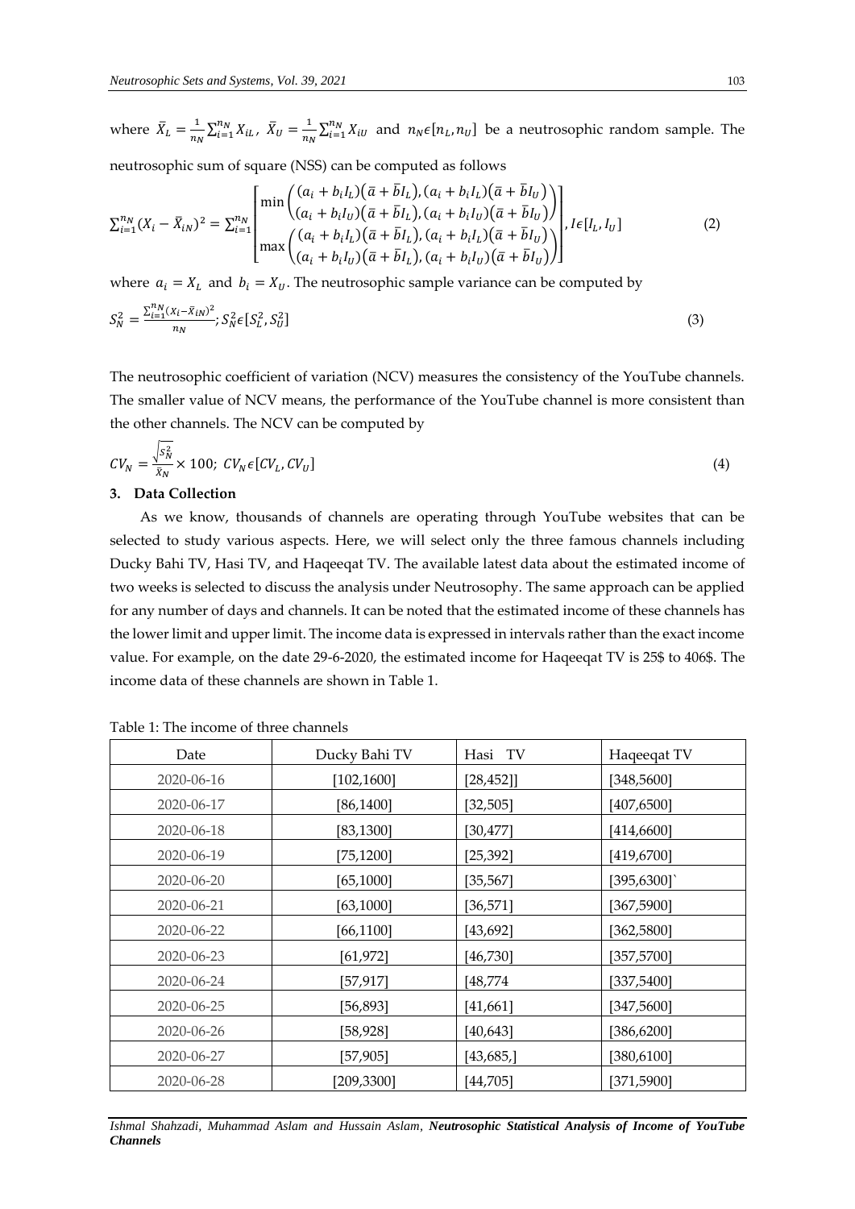where $\bar{X}_L = \frac{1}{n_N}\sum_{i=1}^{n_N} X_{iL}$, $\bar{X}_U = \frac{1}{n_N}\sum_{i=1}^{n_N} X_{iU}$ and $n_N \epsilon [n_L, n_U]$ be a neutrosophic random sample. The neutrosophic sum of square (NSS) can be computed as follows

$$\sum_{i=1}^{n_N}(X_i - \bar{X}_{iN})^2 = \sum_{i=1}^{n_N} \begin{bmatrix} \min\begin{pmatrix} (a_i + b_i I_L)(\bar{a} + \bar{b} I_L), (a_i + b_i I_L)(\bar{a} + \bar{b} I_U) \\ (a_i + b_i I_U)(\bar{a} + \bar{b} I_L), (a_i + b_i I_U)(\bar{a} + \bar{b} I_U) \end{pmatrix} \\ \max\begin{pmatrix} (a_i + b_i I_L)(\bar{a} + \bar{b} I_L), (a_i + b_i I_L)(\bar{a} + \bar{b} I_U) \\ (a_i + b_i I_U)(\bar{a} + \bar{b} I_L), (a_i + b_i I_U)(\bar{a} + \bar{b} I_U) \end{pmatrix} \end{bmatrix}, I \epsilon [I_L, I_U] \tag{2}$$

where $a_i = X_L$ and $b_i = X_U$. The neutrosophic sample variance can be computed by

$$S_N^2 = \frac{\sum_{i=1}^{n_N}(X_i - \bar{X}_{iN})^2}{n_N}; S_N^2 \epsilon [S_L^2, S_U^2] \tag{3}$$

The neutrosophic coefficient of variation (NCV) measures the consistency of the YouTube channels. The smaller value of NCV means, the performance of the YouTube channel is more consistent than the other channels. The NCV can be computed by

$$CV_N = \frac{\sqrt{S_N^2}}{\bar{X}_N} \times 100;\ CV_N \epsilon [CV_L, CV_U] \tag{4}$$

## 3. Data Collection

As we know, thousands of channels are operating through YouTube websites that can be selected to study various aspects. Here, we will select only the three famous channels including Ducky Bahi TV, Hasi TV, and Haqeeqat TV. The available latest data about the estimated income of two weeks is selected to discuss the analysis under Neutrosophy. The same approach can be applied for any number of days and channels. It can be noted that the estimated income of these channels has the lower limit and upper limit. The income data is expressed in intervals rather than the exact income value. For example, on the date 29-6-2020, the estimated income for Haqeeqat TV is 25$ to 406$. The income data of these channels are shown in Table 1.

Table 1: The income of three channels

| Date | Ducky Bahi TV | Hasi TV | Haqeeqat TV |
|---|---|---|---|
| 2020-06-16 | [102,1600] | [28,452]] | [348,5600] |
| 2020-06-17 | [86,1400] | [32,505] | [407,6500] |
| 2020-06-18 | [83,1300] | [30,477] | [414,6600] |
| 2020-06-19 | [75,1200] | [25,392] | [419,6700] |
| 2020-06-20 | [65,1000] | [35,567] | [395,6300]` |
| 2020-06-21 | [63,1000] | [36,571] | [367,5900] |
| 2020-06-22 | [66,1100] | [43,692] | [362,5800] |
| 2020-06-23 | [61,972] | [46,730] | [357,5700] |
| 2020-06-24 | [57,917] | [48,774 | [337,5400] |
| 2020-06-25 | [56,893] | [41,661] | [347,5600] |
| 2020-06-26 | [58,928] | [40,643] | [386,6200] |
| 2020-06-27 | [57,905] | [43,685,] | [380,6100] |
| 2020-06-28 | [209,3300] | [44,705] | [371,5900] |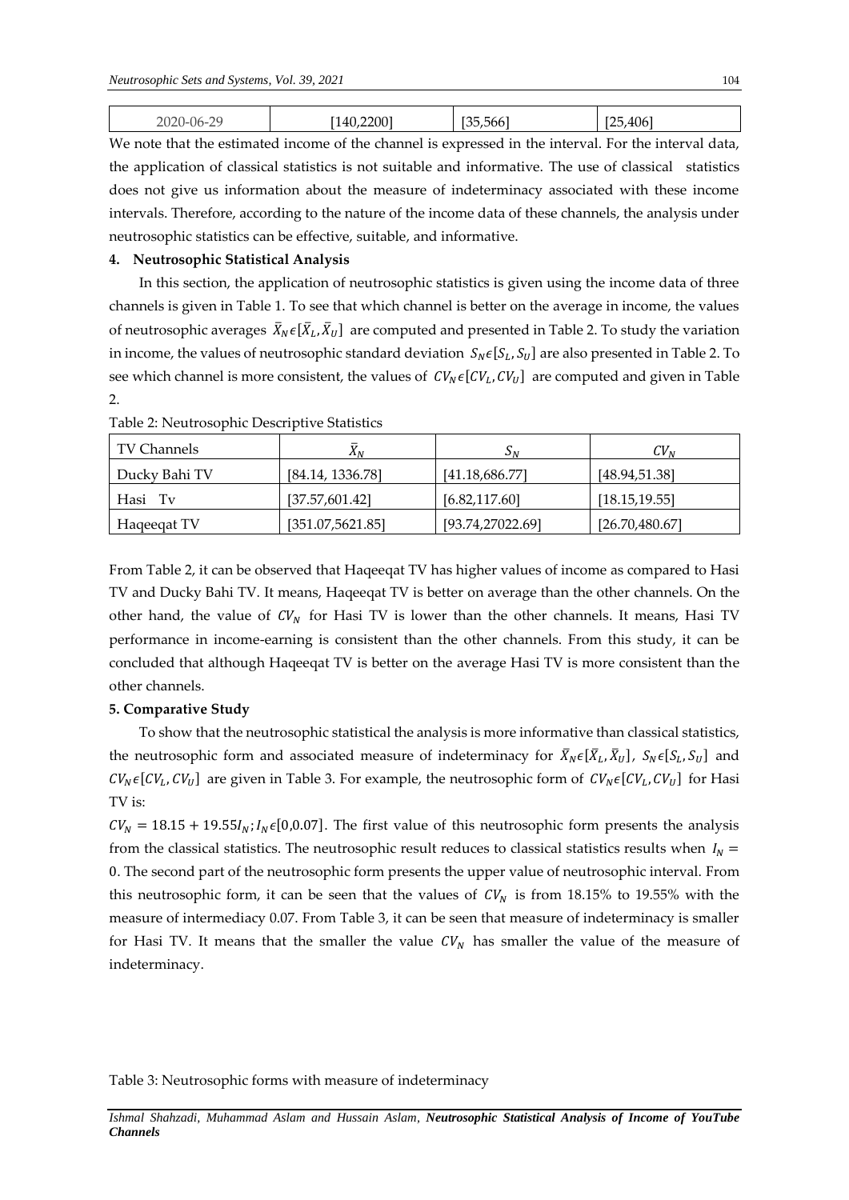| 2020-06-29 | [140,2200] | [35,566] | [25,406] |
|---|---|---|---|

We note that the estimated income of the channel is expressed in the interval. For the interval data, the application of classical statistics is not suitable and informative. The use of classical statistics does not give us information about the measure of indeterminacy associated with these income intervals. Therefore, according to the nature of the income data of these channels, the analysis under neutrosophic statistics can be effective, suitable, and informative.

## 4. Neutrosophic Statistical Analysis

In this section, the application of neutrosophic statistics is given using the income data of three channels is given in Table 1. To see that which channel is better on the average in income, the values of neutrosophic averages $\bar{X}_N \epsilon [\bar{X}_L, \bar{X}_U]$ are computed and presented in Table 2. To study the variation in income, the values of neutrosophic standard deviation $S_N \epsilon [S_L, S_U]$ are also presented in Table 2. To see which channel is more consistent, the values of $CV_N \epsilon [CV_L, CV_U]$ are computed and given in Table 2.

Table 2: Neutrosophic Descriptive Statistics

| TV Channels | $\bar{X}_N$ | $S_N$ | $CV_N$ |
|---|---|---|---|
| Ducky Bahi TV | [84.14, 1336.78] | [41.18,686.77] | [48.94,51.38] |
| Hasi Tv | [37.57,601.42] | [6.82,117.60] | [18.15,19.55] |
| Haqeeqat TV | [351.07,5621.85] | [93.74,27022.69] | [26.70,480.67] |

From Table 2, it can be observed that Haqeeqat TV has higher values of income as compared to Hasi TV and Ducky Bahi TV. It means, Haqeeqat TV is better on average than the other channels. On the other hand, the value of $CV_N$ for Hasi TV is lower than the other channels. It means, Hasi TV performance in income-earning is consistent than the other channels. From this study, it can be concluded that although Haqeeqat TV is better on the average Hasi TV is more consistent than the other channels.

## 5. Comparative Study

To show that the neutrosophic statistical the analysis is more informative than classical statistics, the neutrosophic form and associated measure of indeterminacy for $\bar{X}_N \epsilon [\bar{X}_L, \bar{X}_U]$, $S_N \epsilon [S_L, S_U]$ and $CV_N \epsilon [CV_L, CV_U]$ are given in Table 3. For example, the neutrosophic form of $CV_N \epsilon [CV_L, CV_U]$ for Hasi TV is:

$CV_N = 18.15 + 19.55 I_N; I_N \epsilon [0,0.07]$. The first value of this neutrosophic form presents the analysis from the classical statistics. The neutrosophic result reduces to classical statistics results when $I_N = 0$. The second part of the neutrosophic form presents the upper value of neutrosophic interval. From this neutrosophic form, it can be seen that the values of $CV_N$ is from 18.15% to 19.55% with the measure of intermediacy 0.07. From Table 3, it can be seen that measure of indeterminacy is smaller for Hasi TV. It means that the smaller the value $CV_N$ has smaller the value of the measure of indeterminacy.

Table 3: Neutrosophic forms with measure of indeterminacy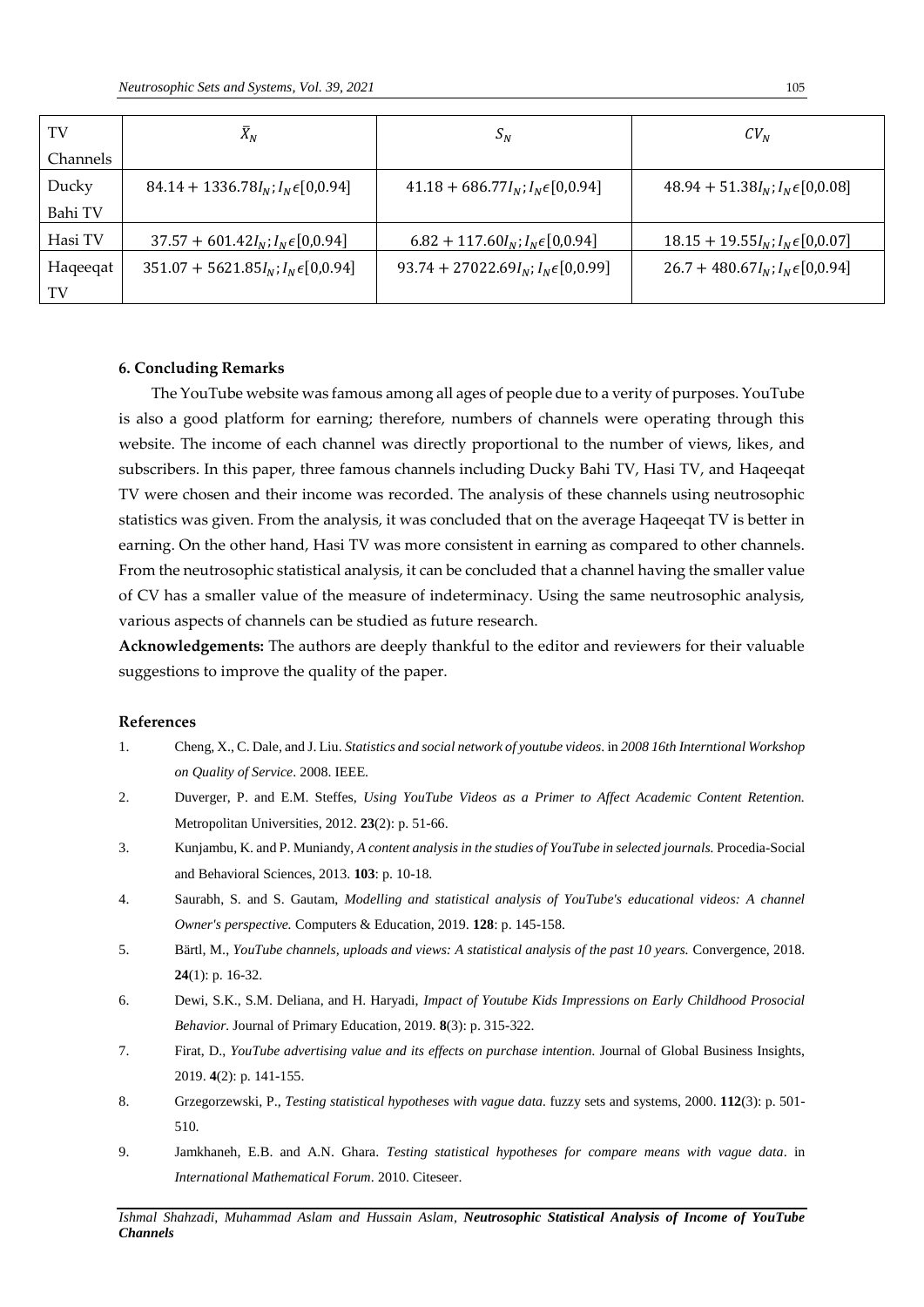| TV Channels | $\bar{X}_N$ | $S_N$ | $CV_N$ |
|---|---|---|---|
| Ducky Bahi TV | $84.14 + 1336.78I_N; I_N\epsilon[0,0.94]$ | $41.18 + 686.77I_N; I_N\epsilon[0,0.94]$ | $48.94 + 51.38I_N; I_N\epsilon[0,0.08]$ |
| Hasi TV | $37.57 + 601.42I_N; I_N\epsilon[0,0.94]$ | $6.82 + 117.60I_N; I_N\epsilon[0,0.94]$ | $18.15 + 19.55I_N; I_N\epsilon[0,0.07]$ |
| Haqeeqat TV | $351.07 + 5621.85I_N; I_N\epsilon[0,0.94]$ | $93.74 + 27022.69I_N; I_N\epsilon[0,0.99]$ | $26.7 + 480.67I_N; I_N\epsilon[0,0.94]$ |

## 6. Concluding Remarks

The YouTube website was famous among all ages of people due to a verity of purposes. YouTube is also a good platform for earning; therefore, numbers of channels were operating through this website. The income of each channel was directly proportional to the number of views, likes, and subscribers. In this paper, three famous channels including Ducky Bahi TV, Hasi TV, and Haqeeqat TV were chosen and their income was recorded. The analysis of these channels using neutrosophic statistics was given. From the analysis, it was concluded that on the average Haqeeqat TV is better in earning. On the other hand, Hasi TV was more consistent in earning as compared to other channels. From the neutrosophic statistical analysis, it can be concluded that a channel having the smaller value of CV has a smaller value of the measure of indeterminacy. Using the same neutrosophic analysis, various aspects of channels can be studied as future research.

**Acknowledgements:** The authors are deeply thankful to the editor and reviewers for their valuable suggestions to improve the quality of the paper.

## References

1. Cheng, X., C. Dale, and J. Liu. *Statistics and social network of youtube videos*. in *2008 16th Interntional Workshop on Quality of Service*. 2008. IEEE.
2. Duverger, P. and E.M. Steffes, *Using YouTube Videos as a Primer to Affect Academic Content Retention.* Metropolitan Universities, 2012. **23**(2): p. 51-66.
3. Kunjambu, K. and P. Muniandy, *A content analysis in the studies of YouTube in selected journals.* Procedia-Social and Behavioral Sciences, 2013. **103**: p. 10-18.
4. Saurabh, S. and S. Gautam, *Modelling and statistical analysis of YouTube's educational videos: A channel Owner's perspective.* Computers & Education, 2019. **128**: p. 145-158.
5. Bärtl, M., *YouTube channels, uploads and views: A statistical analysis of the past 10 years.* Convergence, 2018. **24**(1): p. 16-32.
6. Dewi, S.K., S.M. Deliana, and H. Haryadi, *Impact of Youtube Kids Impressions on Early Childhood Prosocial Behavior*. Journal of Primary Education, 2019. **8**(3): p. 315-322.
7. Firat, D., *YouTube advertising value and its effects on purchase intention*. Journal of Global Business Insights, 2019. **4**(2): p. 141-155.
8. Grzegorzewski, P., *Testing statistical hypotheses with vague data.* fuzzy sets and systems, 2000. **112**(3): p. 501-510.
9. Jamkhaneh, E.B. and A.N. Ghara. *Testing statistical hypotheses for compare means with vague data*. in *International Mathematical Forum*. 2010. Citeseer.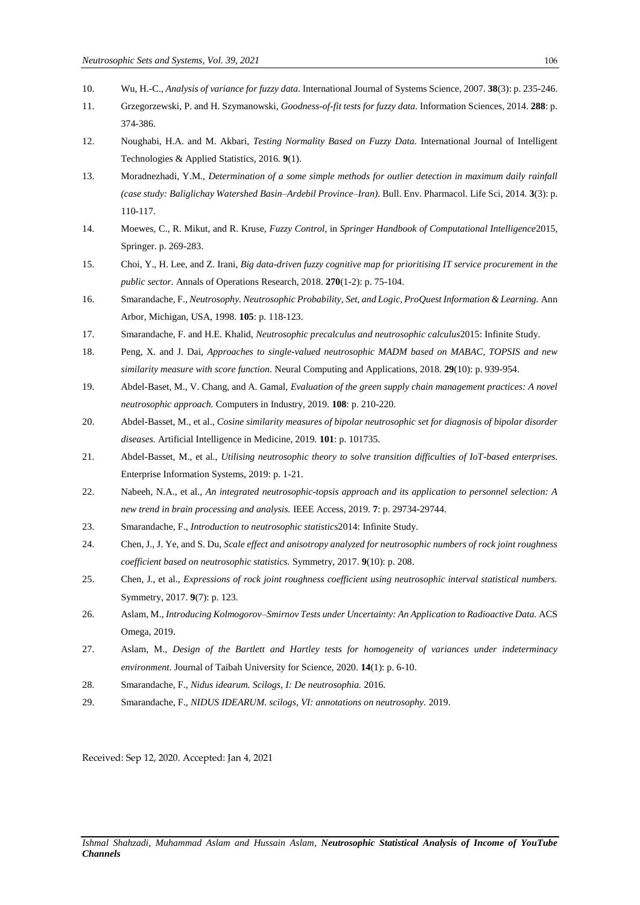10. Wu, H.-C., *Analysis of variance for fuzzy data.* International Journal of Systems Science, 2007. **38**(3): p. 235-246.
11. Grzegorzewski, P. and H. Szymanowski, *Goodness-of-fit tests for fuzzy data.* Information Sciences, 2014. **288**: p. 374-386.
12. Noughabi, H.A. and M. Akbari, *Testing Normality Based on Fuzzy Data.* International Journal of Intelligent Technologies & Applied Statistics, 2016. **9**(1).
13. Moradnezhadi, Y.M., *Determination of a some simple methods for outlier detection in maximum daily rainfall (case study: Baliglichay Watershed Basin–Ardebil Province–Iran).* Bull. Env. Pharmacol. Life Sci, 2014. **3**(3): p. 110-117.
14. Moewes, C., R. Mikut, and R. Kruse, *Fuzzy Control*, in *Springer Handbook of Computational Intelligence*2015, Springer. p. 269-283.
15. Choi, Y., H. Lee, and Z. Irani, *Big data-driven fuzzy cognitive map for prioritising IT service procurement in the public sector.* Annals of Operations Research, 2018. **270**(1-2): p. 75-104.
16. Smarandache, F., *Neutrosophy. Neutrosophic Probability, Set, and Logic, ProQuest Information & Learning.* Ann Arbor, Michigan, USA, 1998. **105**: p. 118-123.
17. Smarandache, F. and H.E. Khalid, *Neutrosophic precalculus and neutrosophic calculus*2015: Infinite Study.
18. Peng, X. and J. Dai, *Approaches to single-valued neutrosophic MADM based on MABAC, TOPSIS and new similarity measure with score function.* Neural Computing and Applications, 2018. **29**(10): p. 939-954.
19. Abdel-Baset, M., V. Chang, and A. Gamal, *Evaluation of the green supply chain management practices: A novel neutrosophic approach.* Computers in Industry, 2019. **108**: p. 210-220.
20. Abdel-Basset, M., et al., *Cosine similarity measures of bipolar neutrosophic set for diagnosis of bipolar disorder diseases.* Artificial Intelligence in Medicine, 2019. **101**: p. 101735.
21. Abdel-Basset, M., et al., *Utilising neutrosophic theory to solve transition difficulties of IoT-based enterprises.* Enterprise Information Systems, 2019: p. 1-21.
22. Nabeeh, N.A., et al., *An integrated neutrosophic-topsis approach and its application to personnel selection: A new trend in brain processing and analysis.* IEEE Access, 2019. **7**: p. 29734-29744.
23. Smarandache, F., *Introduction to neutrosophic statistics*2014: Infinite Study.
24. Chen, J., J. Ye, and S. Du, *Scale effect and anisotropy analyzed for neutrosophic numbers of rock joint roughness coefficient based on neutrosophic statistics.* Symmetry, 2017. **9**(10): p. 208.
25. Chen, J., et al., *Expressions of rock joint roughness coefficient using neutrosophic interval statistical numbers.* Symmetry, 2017. **9**(7): p. 123.
26. Aslam, M., *Introducing Kolmogorov–Smirnov Tests under Uncertainty: An Application to Radioactive Data.* ACS Omega, 2019.
27. Aslam, M., *Design of the Bartlett and Hartley tests for homogeneity of variances under indeterminacy environment.* Journal of Taibah University for Science, 2020. **14**(1): p. 6-10.
28. Smarandache, F., *Nidus idearum. Scilogs, I: De neutrosophia.* 2016.
29. Smarandache, F., *NIDUS IDEARUM. scilogs, VI: annotations on neutrosophy.* 2019.

Received: Sep 12, 2020. Accepted: Jan 4, 2021